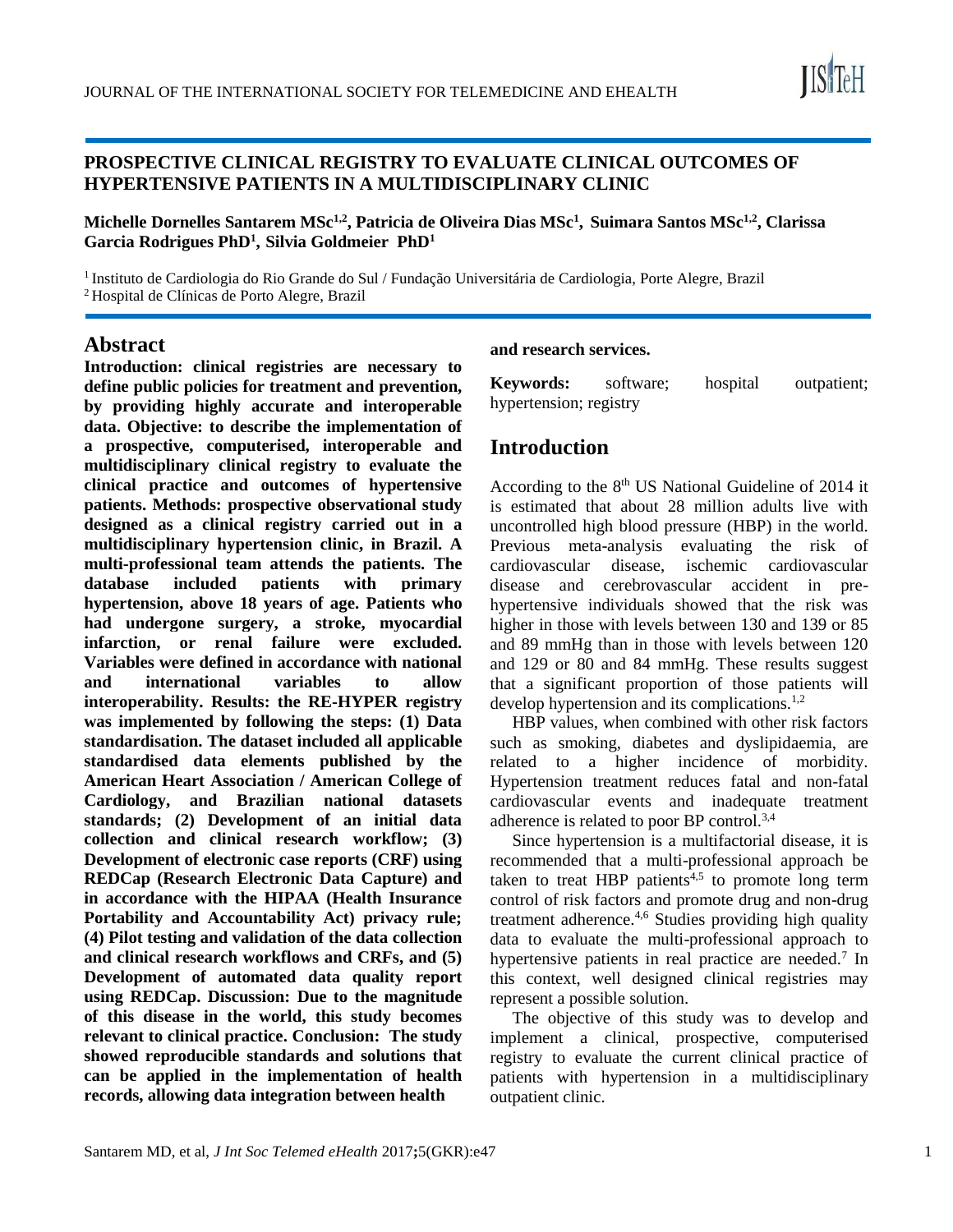# PROSPECTIVE CLINICAL REGISTRY TO EVALUATE CLINICAL OUTCOMES OF HYPERTENSIVE PATIENTS IN A MULTIDISCIPLINARY CLINIC

**Michelle Dornelles Santarem MSc[1,2], Patricia de Oliveira Dias MSc[1], Suimara Santos MSc[1,2], Clarissa Garcia Rodrigues PhD[1], Silvia Goldmeier PhD[1]**

[1] Instituto de Cardiologia do Rio Grande do Sul / Fundação Universitária de Cardiologia, Porte Alegre, Brazil
[2] Hospital de Clínicas de Porto Alegre, Brazil

## Abstract

**Introduction: clinical registries are necessary to define public policies for treatment and prevention, by providing highly accurate and interoperable data. Objective: to describe the implementation of a prospective, computerised, interoperable and multidisciplinary clinical registry to evaluate the clinical practice and outcomes of hypertensive patients. Methods: prospective observational study designed as a clinical registry carried out in a multidisciplinary hypertension clinic, in Brazil. A multi-professional team attends the patients. The database included patients with primary hypertension, above 18 years of age. Patients who had undergone surgery, a stroke, myocardial infarction, or renal failure were excluded. Variables were defined in accordance with national and international variables to allow interoperability. Results: the RE-HYPER registry was implemented by following the steps: (1) Data standardisation. The dataset included all applicable standardised data elements published by the American Heart Association / American College of Cardiology, and Brazilian national datasets standards; (2) Development of an initial data collection and clinical research workflow; (3) Development of electronic case reports (CRF) using REDCap (Research Electronic Data Capture) and in accordance with the HIPAA (Health Insurance Portability and Accountability Act) privacy rule; (4) Pilot testing and validation of the data collection and clinical research workflows and CRFs, and (5) Development of automated data quality report using REDCap. Discussion: Due to the magnitude of this disease in the world, this study becomes relevant to clinical practice. Conclusion: The study showed reproducible standards and solutions that can be applied in the implementation of health records, allowing data integration between health and research services.**

**Keywords:** software; hospital outpatient; hypertension; registry

## Introduction

According to the 8th US National Guideline of 2014 it is estimated that about 28 million adults live with uncontrolled high blood pressure (HBP) in the world. Previous meta-analysis evaluating the risk of cardiovascular disease, ischemic cardiovascular disease and cerebrovascular accident in pre-hypertensive individuals showed that the risk was higher in those with levels between 130 and 139 or 85 and 89 mmHg than in those with levels between 120 and 129 or 80 and 84 mmHg. These results suggest that a significant proportion of those patients will develop hypertension and its complications.[1,2]

HBP values, when combined with other risk factors such as smoking, diabetes and dyslipidaemia, are related to a higher incidence of morbidity. Hypertension treatment reduces fatal and non-fatal cardiovascular events and inadequate treatment adherence is related to poor BP control.[3,4]

Since hypertension is a multifactorial disease, it is recommended that a multi-professional approach be taken to treat HBP patients[4,5] to promote long term control of risk factors and promote drug and non-drug treatment adherence.[4,6] Studies providing high quality data to evaluate the multi-professional approach to hypertensive patients in real practice are needed.[7] In this context, well designed clinical registries may represent a possible solution.

The objective of this study was to develop and implement a clinical, prospective, computerised registry to evaluate the current clinical practice of patients with hypertension in a multidisciplinary outpatient clinic.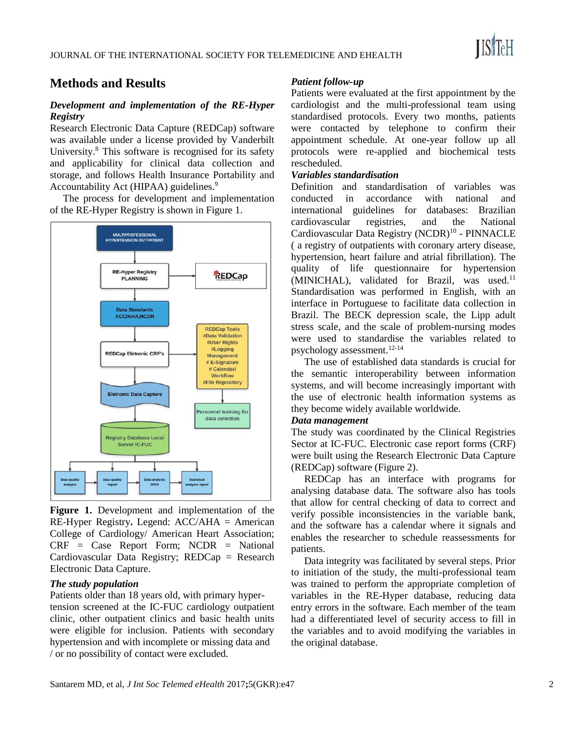## Methods and Results

### *Development and implementation of the RE-Hyper Registry*

Research Electronic Data Capture (REDCap) software was available under a license provided by Vanderbilt University.[8] This software is recognised for its safety and applicability for clinical data collection and storage, and follows Health Insurance Portability and Accountability Act (HIPAA) guidelines.[9]

The process for development and implementation of the RE-Hyper Registry is shown in Figure 1.

**Figure 1.** Development and implementation of the RE-Hyper Registry**.** Legend: ACC/AHA = American College of Cardiology/ American Heart Association; CRF = Case Report Form; NCDR = National Cardiovascular Data Registry; REDCap = Research Electronic Data Capture.

### *The study population*

Patients older than 18 years old, with primary hypertension screened at the IC-FUC cardiology outpatient clinic, other outpatient clinics and basic health units were eligible for inclusion. Patients with secondary hypertension and with incomplete or missing data and / or no possibility of contact were excluded.

### *Patient follow-up*

Patients were evaluated at the first appointment by the cardiologist and the multi-professional team using standardised protocols. Every two months, patients were contacted by telephone to confirm their appointment schedule. At one-year follow up all protocols were re-applied and biochemical tests rescheduled.

### *Variables standardisation*

Definition and standardisation of variables was conducted in accordance with national and international guidelines for databases: Brazilian cardiovascular registries, and the National Cardiovascular Data Registry (NCDR)[10] - PINNACLE ( a registry of outpatients with coronary artery disease, hypertension, heart failure and atrial fibrillation). The quality of life questionnaire for hypertension (MINICHAL), validated for Brazil, was used.[11] Standardisation was performed in English, with an interface in Portuguese to facilitate data collection in Brazil. The BECK depression scale, the Lipp adult stress scale, and the scale of problem-nursing modes were used to standardise the variables related to psychology assessment.[12-14]

The use of established data standards is crucial for the semantic interoperability between information systems, and will become increasingly important with the use of electronic health information systems as they become widely available worldwide.

### *Data management*

The study was coordinated by the Clinical Registries Sector at IC-FUC. Electronic case report forms (CRF) were built using the Research Electronic Data Capture (REDCap) software (Figure 2).

REDCap has an interface with programs for analysing database data. The software also has tools that allow for central checking of data to correct and verify possible inconsistencies in the variable bank, and the software has a calendar where it signals and enables the researcher to schedule reassessments for patients.

Data integrity was facilitated by several steps. Prior to initiation of the study, the multi-professional team was trained to perform the appropriate completion of variables in the RE-Hyper database, reducing data entry errors in the software. Each member of the team had a differentiated level of security access to fill in the variables and to avoid modifying the variables in the original database.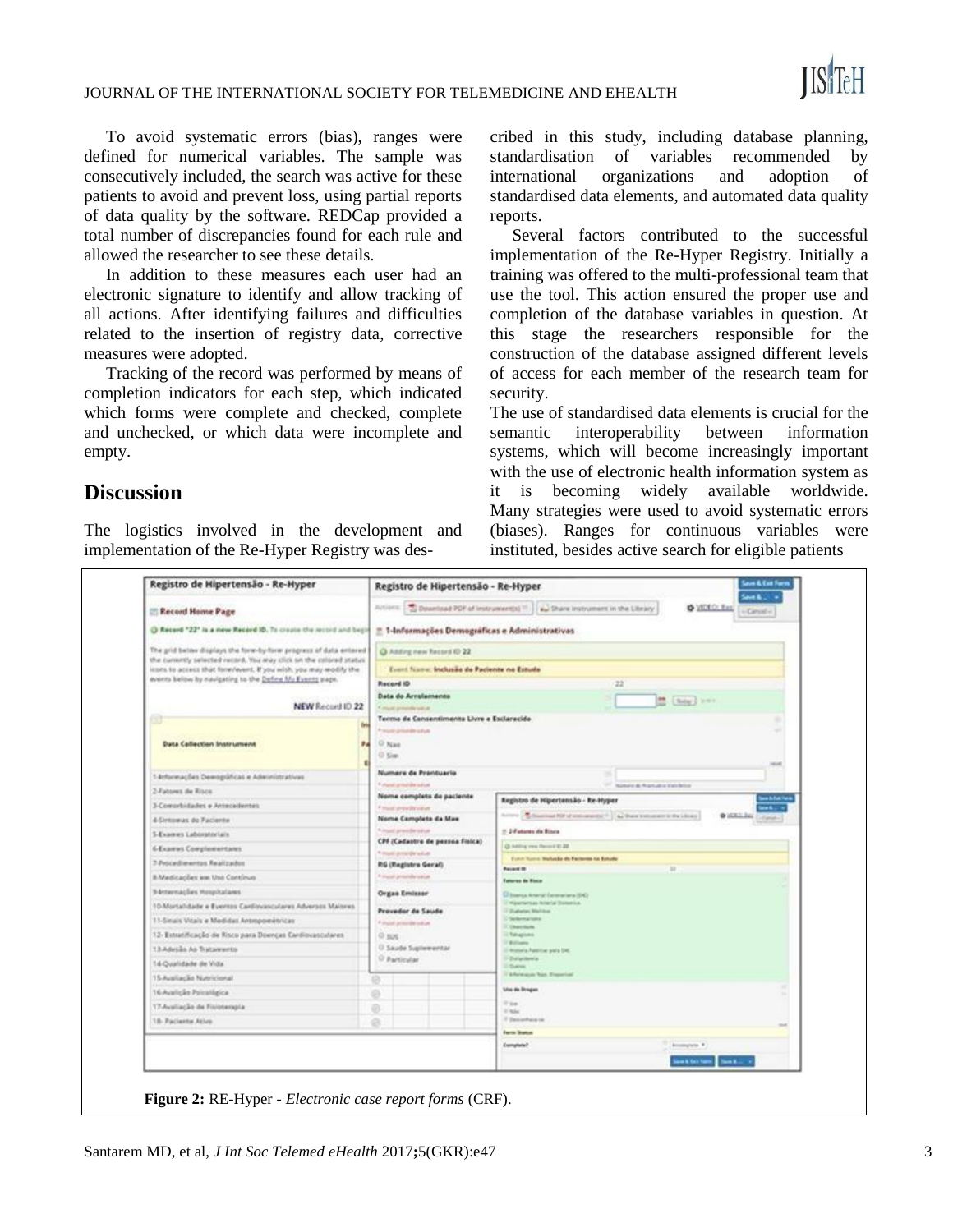To avoid systematic errors (bias), ranges were defined for numerical variables. The sample was consecutively included, the search was active for these patients to avoid and prevent loss, using partial reports of data quality by the software. REDCap provided a total number of discrepancies found for each rule and allowed the researcher to see these details.

In addition to these measures each user had an electronic signature to identify and allow tracking of all actions. After identifying failures and difficulties related to the insertion of registry data, corrective measures were adopted.

Tracking of the record was performed by means of completion indicators for each step, which indicated which forms were complete and checked, complete and unchecked, or which data were incomplete and empty.

## Discussion

The logistics involved in the development and implementation of the Re-Hyper Registry was described in this study, including database planning, standardisation of variables recommended by international organizations and adoption of standardised data elements, and automated data quality reports.

Several factors contributed to the successful implementation of the Re-Hyper Registry. Initially a training was offered to the multi-professional team that use the tool. This action ensured the proper use and completion of the database variables in question. At this stage the researchers responsible for the construction of the database assigned different levels of access for each member of the research team for security.

The use of standardised data elements is crucial for the semantic interoperability between information systems, which will become increasingly important with the use of electronic health information system as it is becoming widely available worldwide. Many strategies were used to avoid systematic errors (biases). Ranges for continuous variables were instituted, besides active search for eligible patients

**Figure 2:** RE-Hyper - *Electronic case report forms* (CRF).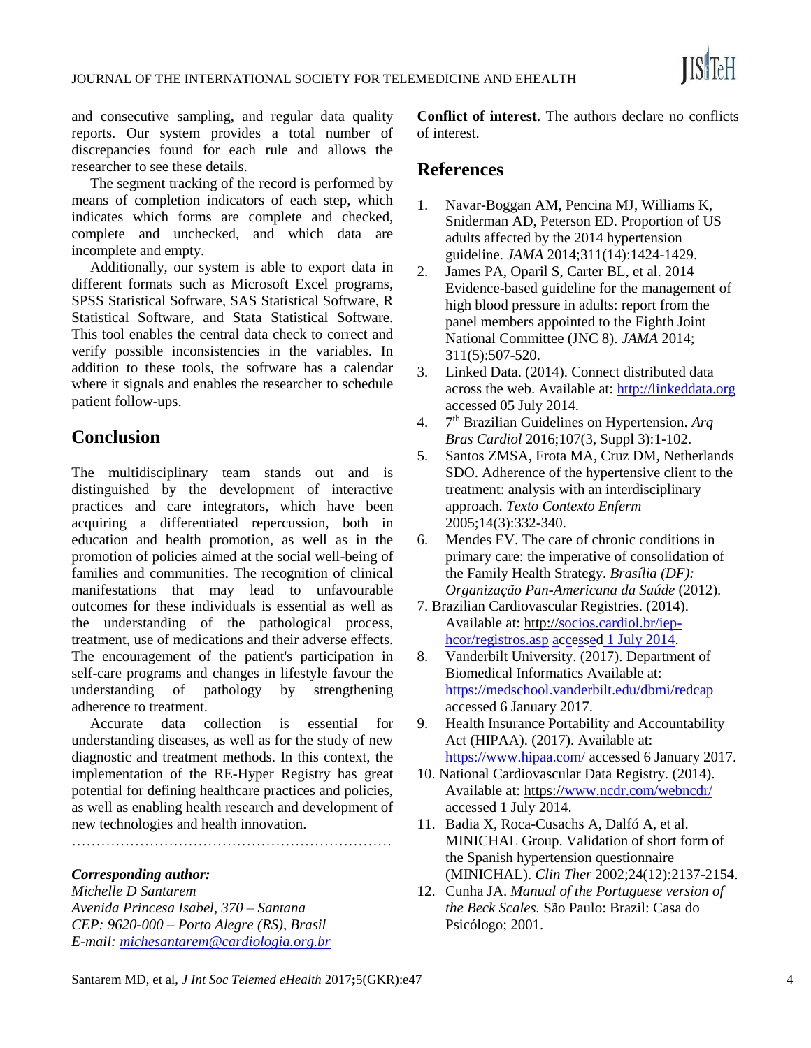and consecutive sampling, and regular data quality reports. Our system provides a total number of discrepancies found for each rule and allows the researcher to see these details.

The segment tracking of the record is performed by means of completion indicators of each step, which indicates which forms are complete and checked, complete and unchecked, and which data are incomplete and empty.

Additionally, our system is able to export data in different formats such as Microsoft Excel programs, SPSS Statistical Software, SAS Statistical Software, R Statistical Software, and Stata Statistical Software. This tool enables the central data check to correct and verify possible inconsistencies in the variables. In addition to these tools, the software has a calendar where it signals and enables the researcher to schedule patient follow-ups.

## Conclusion

The multidisciplinary team stands out and is distinguished by the development of interactive practices and care integrators, which have been acquiring a differentiated repercussion, both in education and health promotion, as well as in the promotion of policies aimed at the social well-being of families and communities. The recognition of clinical manifestations that may lead to unfavourable outcomes for these individuals is essential as well as the understanding of the pathological process, treatment, use of medications and their adverse effects. The encouragement of the patient's participation in self-care programs and changes in lifestyle favour the understanding of pathology by strengthening adherence to treatment.

Accurate data collection is essential for understanding diseases, as well as for the study of new diagnostic and treatment methods. In this context, the implementation of the RE-Hyper Registry has great potential for defining healthcare practices and policies, as well as enabling health research and development of new technologies and health innovation.

…………………………………………………………

***Corresponding author:***
*Michelle D Santarem*
*Avenida Princesa Isabel, 370 – Santana*
*CEP: 9620-000 – Porto Alegre (RS), Brasil*
*E-mail: michesantarem@cardiologia.org.br*

**Conflict of interest**. The authors declare no conflicts of interest.

## References

1. Navar-Boggan AM, Pencina MJ, Williams K, Sniderman AD, Peterson ED. Proportion of US adults affected by the 2014 hypertension guideline. *JAMA* 2014;311(14):1424-1429.
2. James PA, Oparil S, Carter BL, et al. 2014 Evidence-based guideline for the management of high blood pressure in adults: report from the panel members appointed to the Eighth Joint National Committee (JNC 8). *JAMA* 2014; 311(5):507-520.
3. Linked Data. (2014). Connect distributed data across the web. Available at: http://linkeddata.org accessed 05 July 2014.
4. 7th Brazilian Guidelines on Hypertension. *Arq Bras Cardiol* 2016;107(3, Suppl 3):1-102.
5. Santos ZMSA, Frota MA, Cruz DM, Netherlands SDO. Adherence of the hypertensive client to the treatment: analysis with an interdisciplinary approach. *Texto Contexto Enferm* 2005;14(3):332-340.
6. Mendes EV. The care of chronic conditions in primary care: the imperative of consolidation of the Family Health Strategy. *Brasília (DF): Organização Pan-Americana da Saúde* (2012).
7. Brazilian Cardiovascular Registries. (2014). Available at: http://socios.cardiol.br/iep-hcor/registros.asp accessed 1 July 2014.
8. Vanderbilt University. (2017). Department of Biomedical Informatics Available at: https://medschool.vanderbilt.edu/dbmi/redcap accessed 6 January 2017.
9. Health Insurance Portability and Accountability Act (HIPAA). (2017). Available at: https://www.hipaa.com/ accessed 6 January 2017.
10. National Cardiovascular Data Registry. (2014). Available at: https://www.ncdr.com/webncdr/ accessed 1 July 2014.
11. Badia X, Roca-Cusachs A, Dalfó A, et al. MINICHAL Group. Validation of short form of the Spanish hypertension questionnaire (MINICHAL). *Clin Ther* 2002;24(12):2137-2154.
12. Cunha JA. *Manual of the Portuguese version of the Beck Scales.* São Paulo: Brazil: Casa do Psicólogo; 2001.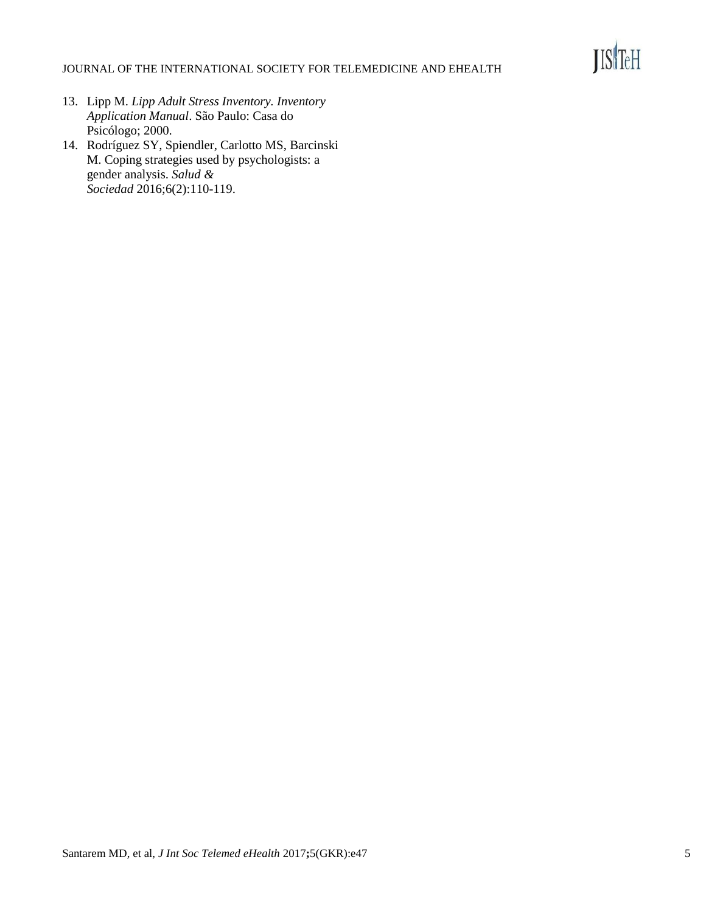13. Lipp M. *Lipp Adult Stress Inventory. Inventory Application Manual*. São Paulo: Casa do Psicólogo; 2000.
14. Rodríguez SY, Spiendler, Carlotto MS, Barcinski M. Coping strategies used by psychologists: a gender analysis. *Salud & Sociedad* 2016;6(2):110-119.